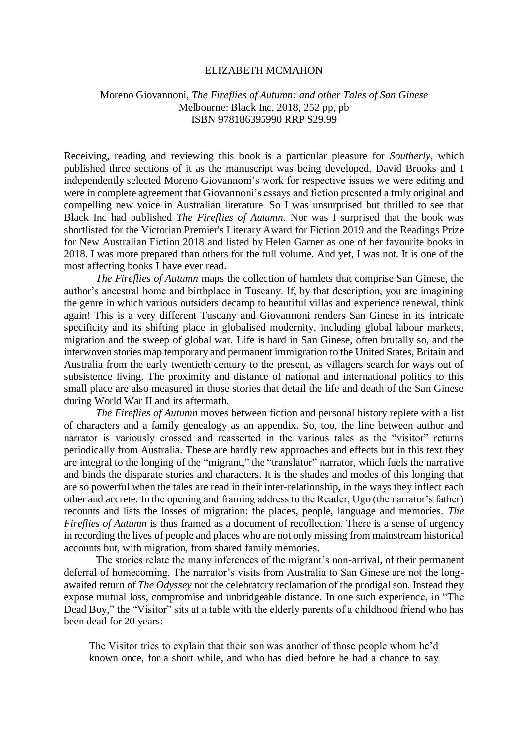ELIZABETH MCMAHON

Moreno Giovannoni, *The Fireflies of Autumn: and other Tales of San Ginese*
Melbourne: Black Inc, 2018, 252 pp, pb
ISBN 978186395990 RRP $29.99

Receiving, reading and reviewing this book is a particular pleasure for *Southerly*, which published three sections of it as the manuscript was being developed. David Brooks and I independently selected Moreno Giovannoni's work for respective issues we were editing and were in complete agreement that Giovannoni's essays and fiction presented a truly original and compelling new voice in Australian literature. So I was unsurprised but thrilled to see that Black Inc had published *The Fireflies of Autumn*. Nor was I surprised that the book was shortlisted for the Victorian Premier's Literary Award for Fiction 2019 and the Readings Prize for New Australian Fiction 2018 and listed by Helen Garner as one of her favourite books in 2018. I was more prepared than others for the full volume. And yet, I was not. It is one of the most affecting books I have ever read.

*The Fireflies of Autumn* maps the collection of hamlets that comprise San Ginese, the author's ancestral home and birthplace in Tuscany. If, by that description, you are imagining the genre in which various outsiders decamp to beautiful villas and experience renewal, think again! This is a very different Tuscany and Giovannoni renders San Ginese in its intricate specificity and its shifting place in globalised modernity, including global labour markets, migration and the sweep of global war. Life is hard in San Ginese, often brutally so, and the interwoven stories map temporary and permanent immigration to the United States, Britain and Australia from the early twentieth century to the present, as villagers search for ways out of subsistence living. The proximity and distance of national and international politics to this small place are also measured in those stories that detail the life and death of the San Ginese during World War II and its aftermath.

*The Fireflies of Autumn* moves between fiction and personal history replete with a list of characters and a family genealogy as an appendix. So, too, the line between author and narrator is variously crossed and reasserted in the various tales as the "visitor" returns periodically from Australia. These are hardly new approaches and effects but in this text they are integral to the longing of the "migrant," the "translator" narrator, which fuels the narrative and binds the disparate stories and characters. It is the shades and modes of this longing that are so powerful when the tales are read in their inter-relationship, in the ways they inflect each other and accrete. In the opening and framing address to the Reader, Ugo (the narrator's father) recounts and lists the losses of migration: the places, people, language and memories. *The Fireflies of Autumn* is thus framed as a document of recollection. There is a sense of urgency in recording the lives of people and places who are not only missing from mainstream historical accounts but, with migration, from shared family memories.

The stories relate the many inferences of the migrant's non-arrival, of their permanent deferral of homecoming. The narrator's visits from Australia to San Ginese are not the long-awaited return of *The Odyssey* nor the celebratory reclamation of the prodigal son. Instead they expose mutual loss, compromise and unbridgeable distance. In one such experience, in "The Dead Boy," the "Visitor" sits at a table with the elderly parents of a childhood friend who has been dead for 20 years:

> The Visitor tries to explain that their son was another of those people whom he'd known once, for a short while, and who has died before he had a chance to say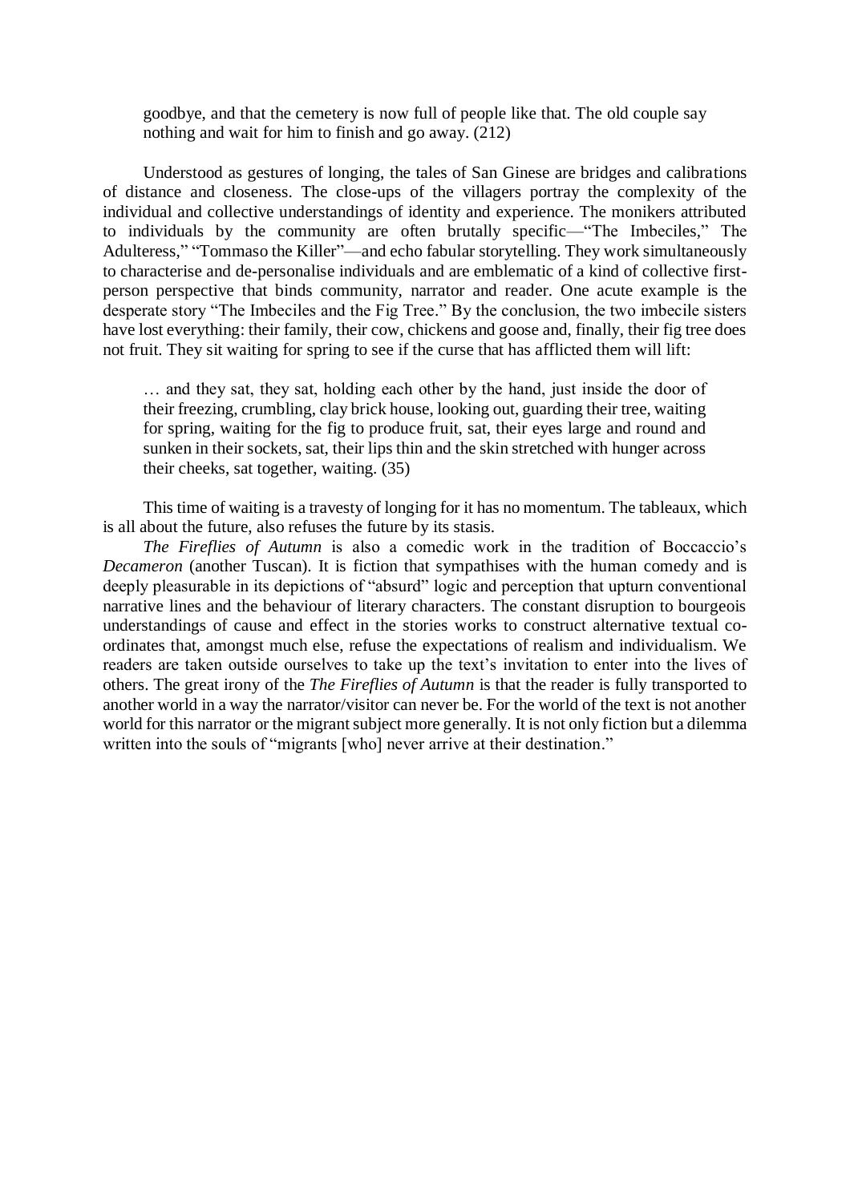> goodbye, and that the cemetery is now full of people like that. The old couple say nothing and wait for him to finish and go away. (212)

Understood as gestures of longing, the tales of San Ginese are bridges and calibrations of distance and closeness. The close-ups of the villagers portray the complexity of the individual and collective understandings of identity and experience. The monikers attributed to individuals by the community are often brutally specific—"The Imbeciles," The Adulteress," "Tommaso the Killer"—and echo fabular storytelling. They work simultaneously to characterise and de-personalise individuals and are emblematic of a kind of collective first-person perspective that binds community, narrator and reader. One acute example is the desperate story "The Imbeciles and the Fig Tree." By the conclusion, the two imbecile sisters have lost everything: their family, their cow, chickens and goose and, finally, their fig tree does not fruit. They sit waiting for spring to see if the curse that has afflicted them will lift:

> … and they sat, they sat, holding each other by the hand, just inside the door of their freezing, crumbling, clay brick house, looking out, guarding their tree, waiting for spring, waiting for the fig to produce fruit, sat, their eyes large and round and sunken in their sockets, sat, their lips thin and the skin stretched with hunger across their cheeks, sat together, waiting. (35)

This time of waiting is a travesty of longing for it has no momentum. The tableaux, which is all about the future, also refuses the future by its stasis.

*The Fireflies of Autumn* is also a comedic work in the tradition of Boccaccio's *Decameron* (another Tuscan). It is fiction that sympathises with the human comedy and is deeply pleasurable in its depictions of "absurd" logic and perception that upturn conventional narrative lines and the behaviour of literary characters. The constant disruption to bourgeois understandings of cause and effect in the stories works to construct alternative textual co-ordinates that, amongst much else, refuse the expectations of realism and individualism. We readers are taken outside ourselves to take up the text's invitation to enter into the lives of others. The great irony of the *The Fireflies of Autumn* is that the reader is fully transported to another world in a way the narrator/visitor can never be. For the world of the text is not another world for this narrator or the migrant subject more generally. It is not only fiction but a dilemma written into the souls of "migrants [who] never arrive at their destination."